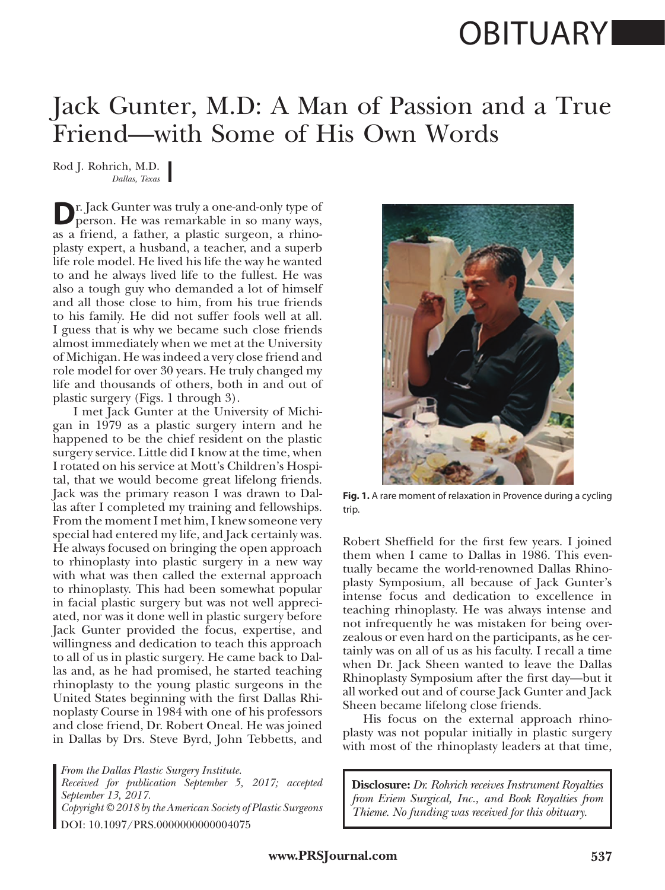OBITUARY

# Jack Gunter, M.D: A Man of Passion and a True Friend—with Some of His Own Words

Rod J. Rohrich, M.D.
*Dallas, Texas*

Dr. Jack Gunter was truly a one-and-only type of person. He was remarkable in so many ways, as a friend, a father, a plastic surgeon, a rhinoplasty expert, a husband, a teacher, and a superb life role model. He lived his life the way he wanted to and he always lived life to the fullest. He was also a tough guy who demanded a lot of himself and all those close to him, from his true friends to his family. He did not suffer fools well at all. I guess that is why we became such close friends almost immediately when we met at the University of Michigan. He was indeed a very close friend and role model for over 30 years. He truly changed my life and thousands of others, both in and out of plastic surgery (Figs. 1 through 3).

I met Jack Gunter at the University of Michigan in 1979 as a plastic surgery intern and he happened to be the chief resident on the plastic surgery service. Little did I know at the time, when I rotated on his service at Mott's Children's Hospital, that we would become great lifelong friends. Jack was the primary reason I was drawn to Dallas after I completed my training and fellowships. From the moment I met him, I knew someone very special had entered my life, and Jack certainly was. He always focused on bringing the open approach to rhinoplasty into plastic surgery in a new way with what was then called the external approach to rhinoplasty. This had been somewhat popular in facial plastic surgery but was not well appreciated, nor was it done well in plastic surgery before Jack Gunter provided the focus, expertise, and willingness and dedication to teach this approach to all of us in plastic surgery. He came back to Dallas and, as he had promised, he started teaching rhinoplasty to the young plastic surgeons in the United States beginning with the first Dallas Rhinoplasty Course in 1984 with one of his professors and close friend, Dr. Robert Oneal. He was joined in Dallas by Drs. Steve Byrd, John Tebbetts, and Robert Sheffield for the first few years. I joined them when I came to Dallas in 1986. This eventually became the world-renowned Dallas Rhinoplasty Symposium, all because of Jack Gunter's intense focus and dedication to excellence in teaching rhinoplasty. He was always intense and not infrequently he was mistaken for being overzealous or even hard on the participants, as he certainly was on all of us as his faculty. I recall a time when Dr. Jack Sheen wanted to leave the Dallas Rhinoplasty Symposium after the first day—but it all worked out and of course Jack Gunter and Jack Sheen became lifelong close friends.

**Fig. 1.** A rare moment of relaxation in Provence during a cycling trip.

His focus on the external approach rhinoplasty was not popular initially in plastic surgery with most of the rhinoplasty leaders at that time,

*From the Dallas Plastic Surgery Institute.*
*Received for publication September 5, 2017; accepted September 13, 2017.*
*Copyright © 2018 by the American Society of Plastic Surgeons*
DOI: 10.1097/PRS.0000000000004075

**Disclosure:** *Dr. Rohrich receives Instrument Royalties from Eriem Surgical, Inc., and Book Royalties from Thieme. No funding was received for this obituary.*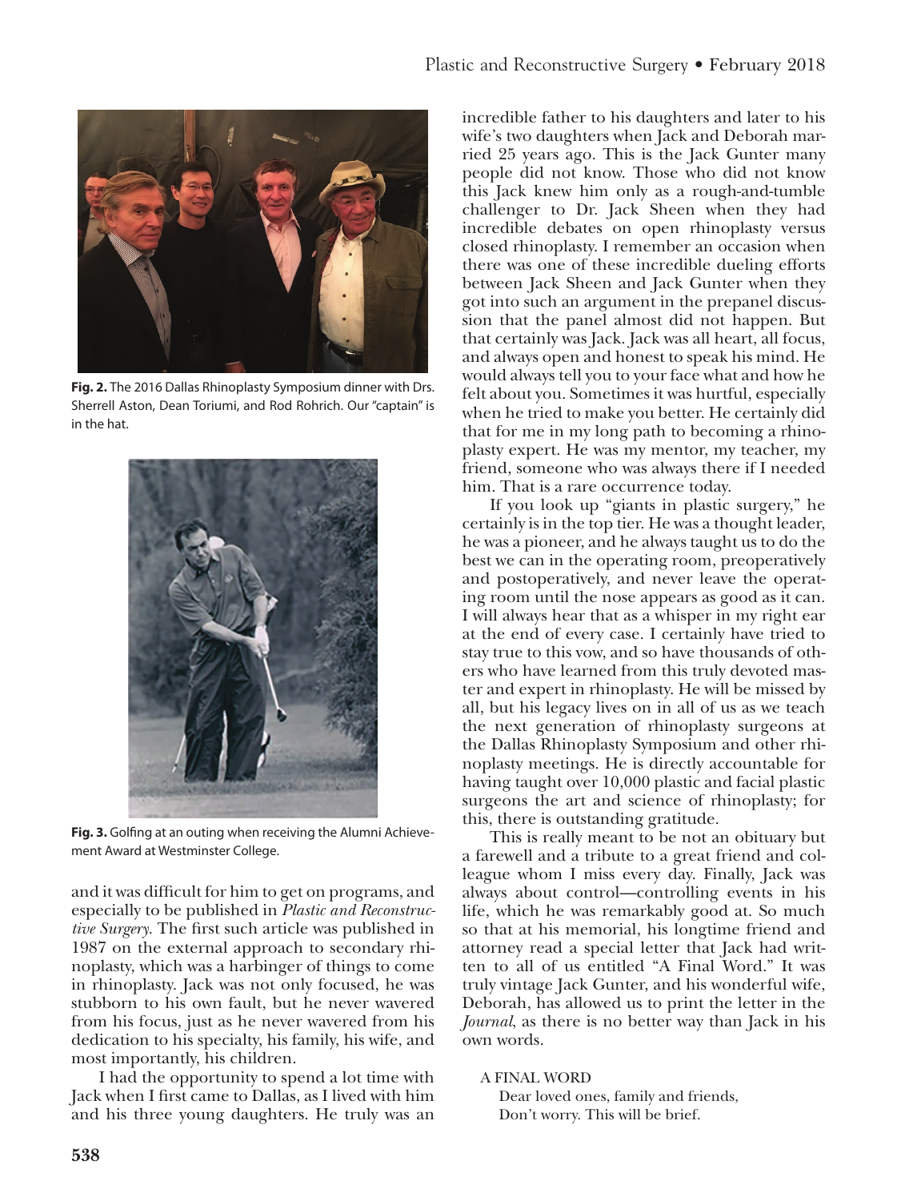Fig. 2. The 2016 Dallas Rhinoplasty Symposium dinner with Drs. Sherrell Aston, Dean Toriumi, and Rod Rohrich. Our "captain" is in the hat.

Fig. 3. Golfing at an outing when receiving the Alumni Achievement Award at Westminster College.

and it was difficult for him to get on programs, and especially to be published in *Plastic and Reconstructive Surgery*. The first such article was published in 1987 on the external approach to secondary rhinoplasty, which was a harbinger of things to come in rhinoplasty. Jack was not only focused, he was stubborn to his own fault, but he never wavered from his focus, just as he never wavered from his dedication to his specialty, his family, his wife, and most importantly, his children.

I had the opportunity to spend a lot time with Jack when I first came to Dallas, as I lived with him and his three young daughters. He truly was an incredible father to his daughters and later to his wife's two daughters when Jack and Deborah married 25 years ago. This is the Jack Gunter many people did not know. Those who did not know this Jack knew him only as a rough-and-tumble challenger to Dr. Jack Sheen when they had incredible debates on open rhinoplasty versus closed rhinoplasty. I remember an occasion when there was one of these incredible dueling efforts between Jack Sheen and Jack Gunter when they got into such an argument in the prepanel discussion that the panel almost did not happen. But that certainly was Jack. Jack was all heart, all focus, and always open and honest to speak his mind. He would always tell you to your face what and how he felt about you. Sometimes it was hurtful, especially when he tried to make you better. He certainly did that for me in my long path to becoming a rhinoplasty expert. He was my mentor, my teacher, my friend, someone who was always there if I needed him. That is a rare occurrence today.

If you look up "giants in plastic surgery," he certainly is in the top tier. He was a thought leader, he was a pioneer, and he always taught us to do the best we can in the operating room, preoperatively and postoperatively, and never leave the operating room until the nose appears as good as it can. I will always hear that as a whisper in my right ear at the end of every case. I certainly have tried to stay true to this vow, and so have thousands of others who have learned from this truly devoted master and expert in rhinoplasty. He will be missed by all, but his legacy lives on in all of us as we teach the next generation of rhinoplasty surgeons at the Dallas Rhinoplasty Symposium and other rhinoplasty meetings. He is directly accountable for having taught over 10,000 plastic and facial plastic surgeons the art and science of rhinoplasty; for this, there is outstanding gratitude.

This is really meant to be not an obituary but a farewell and a tribute to a great friend and colleague whom I miss every day. Finally, Jack was always about control—controlling events in his life, which he was remarkably good at. So much so that at his memorial, his longtime friend and attorney read a special letter that Jack had written to all of us entitled "A Final Word." It was truly vintage Jack Gunter, and his wonderful wife, Deborah, has allowed us to print the letter in the *Journal*, as there is no better way than Jack in his own words.

A FINAL WORD

Dear loved ones, family and friends,
Don't worry. This will be brief.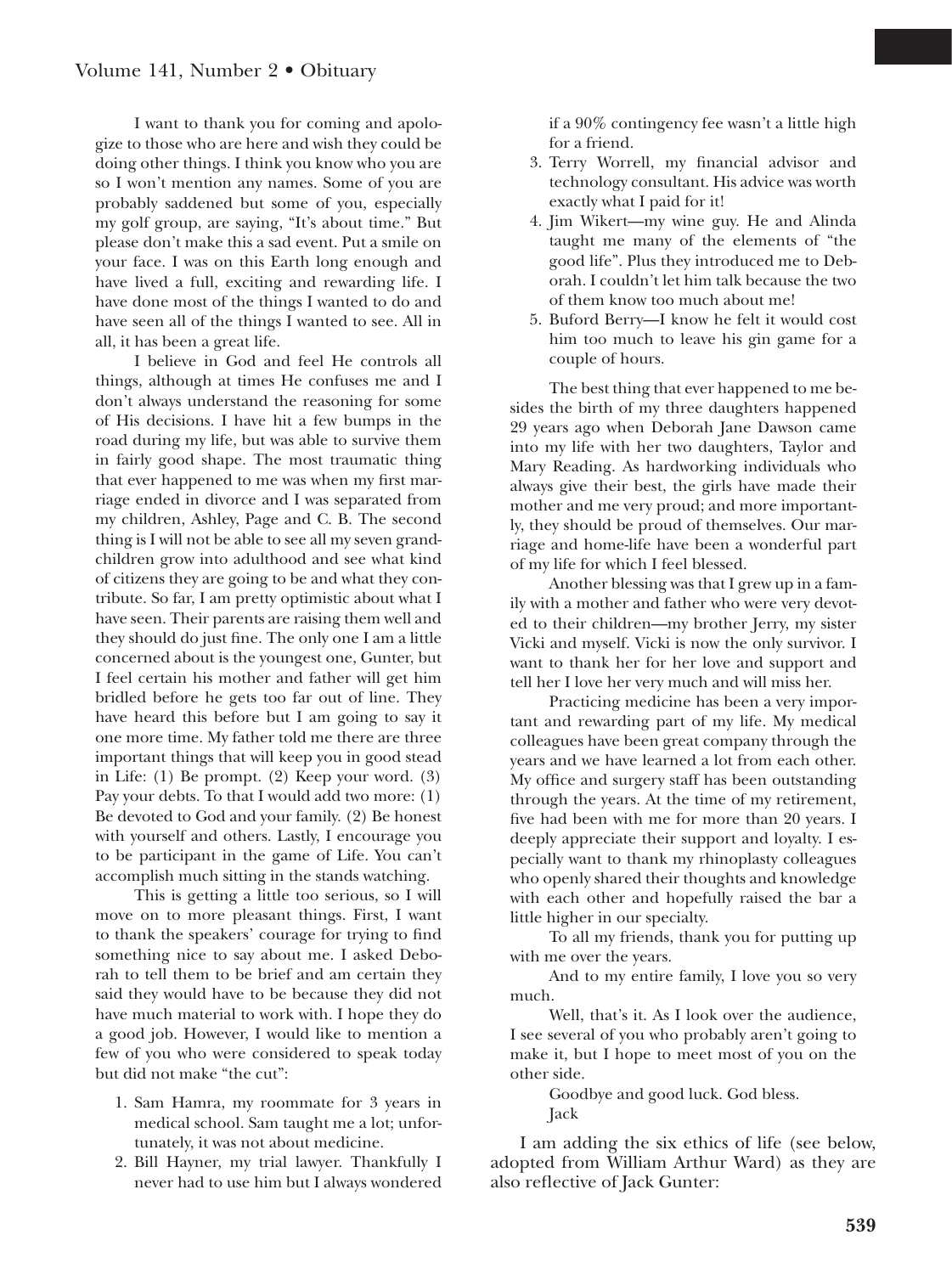I want to thank you for coming and apologize to those who are here and wish they could be doing other things. I think you know who you are so I won't mention any names. Some of you are probably saddened but some of you, especially my golf group, are saying, "It's about time." But please don't make this a sad event. Put a smile on your face. I was on this Earth long enough and have lived a full, exciting and rewarding life. I have done most of the things I wanted to do and have seen all of the things I wanted to see. All in all, it has been a great life.

I believe in God and feel He controls all things, although at times He confuses me and I don't always understand the reasoning for some of His decisions. I have hit a few bumps in the road during my life, but was able to survive them in fairly good shape. The most traumatic thing that ever happened to me was when my first marriage ended in divorce and I was separated from my children, Ashley, Page and C. B. The second thing is I will not be able to see all my seven grandchildren grow into adulthood and see what kind of citizens they are going to be and what they contribute. So far, I am pretty optimistic about what I have seen. Their parents are raising them well and they should do just fine. The only one I am a little concerned about is the youngest one, Gunter, but I feel certain his mother and father will get him bridled before he gets too far out of line. They have heard this before but I am going to say it one more time. My father told me there are three important things that will keep you in good stead in Life: (1) Be prompt. (2) Keep your word. (3) Pay your debts. To that I would add two more: (1) Be devoted to God and your family. (2) Be honest with yourself and others. Lastly, I encourage you to be participant in the game of Life. You can't accomplish much sitting in the stands watching.

This is getting a little too serious, so I will move on to more pleasant things. First, I want to thank the speakers' courage for trying to find something nice to say about me. I asked Deborah to tell them to be brief and am certain they said they would have to be because they did not have much material to work with. I hope they do a good job. However, I would like to mention a few of you who were considered to speak today but did not make "the cut":

1. Sam Hamra, my roommate for 3 years in medical school. Sam taught me a lot; unfortunately, it was not about medicine.
2. Bill Hayner, my trial lawyer. Thankfully I never had to use him but I always wondered if a 90% contingency fee wasn't a little high for a friend.
3. Terry Worrell, my financial advisor and technology consultant. His advice was worth exactly what I paid for it!
4. Jim Wikert—my wine guy. He and Alinda taught me many of the elements of "the good life". Plus they introduced me to Deborah. I couldn't let him talk because the two of them know too much about me!
5. Buford Berry—I know he felt it would cost him too much to leave his gin game for a couple of hours.

The best thing that ever happened to me besides the birth of my three daughters happened 29 years ago when Deborah Jane Dawson came into my life with her two daughters, Taylor and Mary Reading. As hardworking individuals who always give their best, the girls have made their mother and me very proud; and more importantly, they should be proud of themselves. Our marriage and home-life have been a wonderful part of my life for which I feel blessed.

Another blessing was that I grew up in a family with a mother and father who were very devoted to their children—my brother Jerry, my sister Vicki and myself. Vicki is now the only survivor. I want to thank her for her love and support and tell her I love her very much and will miss her.

Practicing medicine has been a very important and rewarding part of my life. My medical colleagues have been great company through the years and we have learned a lot from each other. My office and surgery staff has been outstanding through the years. At the time of my retirement, five had been with me for more than 20 years. I deeply appreciate their support and loyalty. I especially want to thank my rhinoplasty colleagues who openly shared their thoughts and knowledge with each other and hopefully raised the bar a little higher in our specialty.

To all my friends, thank you for putting up with me over the years.

And to my entire family, I love you so very much.

Well, that's it. As I look over the audience, I see several of you who probably aren't going to make it, but I hope to meet most of you on the other side.

Goodbye and good luck. God bless.
Jack

I am adding the six ethics of life (see below, adopted from William Arthur Ward) as they are also reflective of Jack Gunter: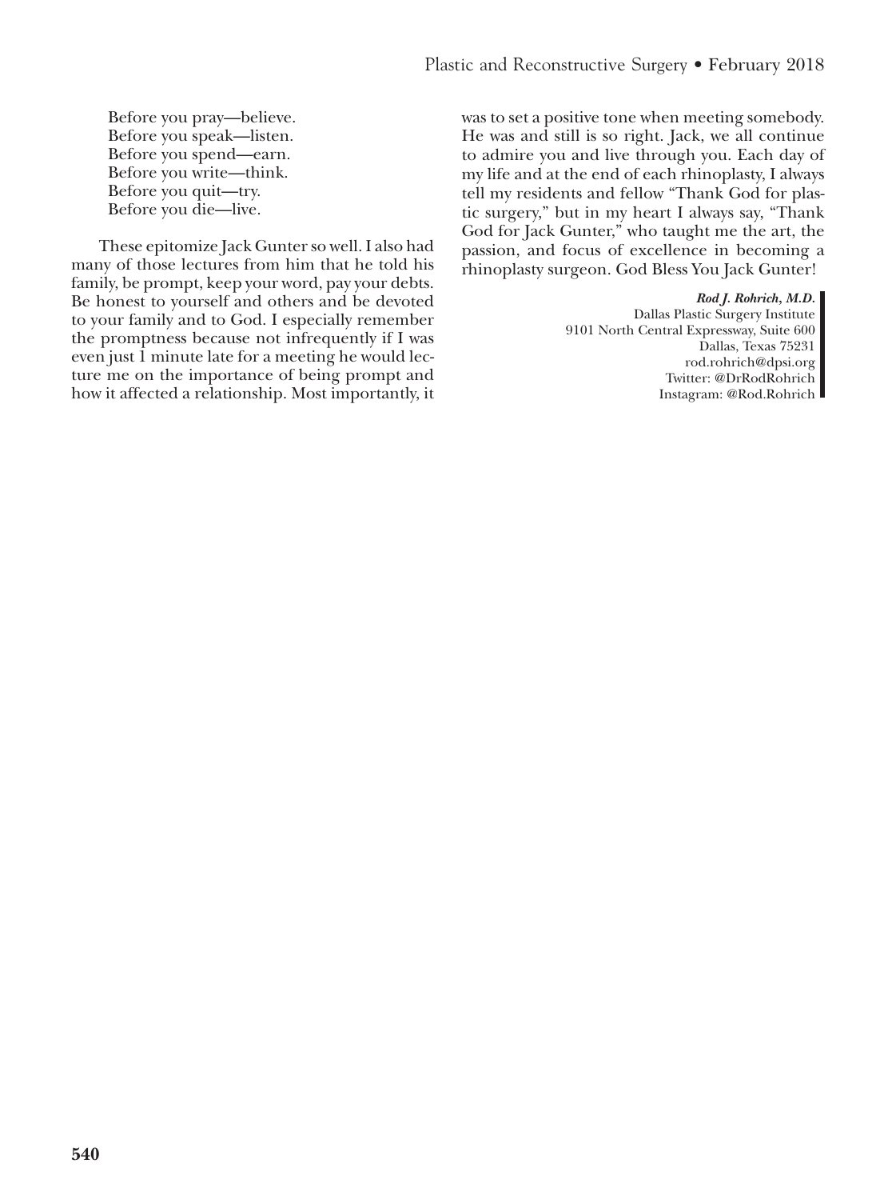Before you pray—believe.
Before you speak—listen.
Before you spend—earn.
Before you write—think.
Before you quit—try.
Before you die—live.

These epitomize Jack Gunter so well. I also had many of those lectures from him that he told his family, be prompt, keep your word, pay your debts. Be honest to yourself and others and be devoted to your family and to God. I especially remember the promptness because not infrequently if I was even just 1 minute late for a meeting he would lecture me on the importance of being prompt and how it affected a relationship. Most importantly, it was to set a positive tone when meeting somebody. He was and still is so right. Jack, we all continue to admire you and live through you. Each day of my life and at the end of each rhinoplasty, I always tell my residents and fellow "Thank God for plastic surgery," but in my heart I always say, "Thank God for Jack Gunter," who taught me the art, the passion, and focus of excellence in becoming a rhinoplasty surgeon. God Bless You Jack Gunter!

***Rod J. Rohrich, M.D.***
Dallas Plastic Surgery Institute
9101 North Central Expressway, Suite 600
Dallas, Texas 75231
rod.rohrich@dpsi.org
Twitter: @DrRodRohrich
Instagram: @Rod.Rohrich